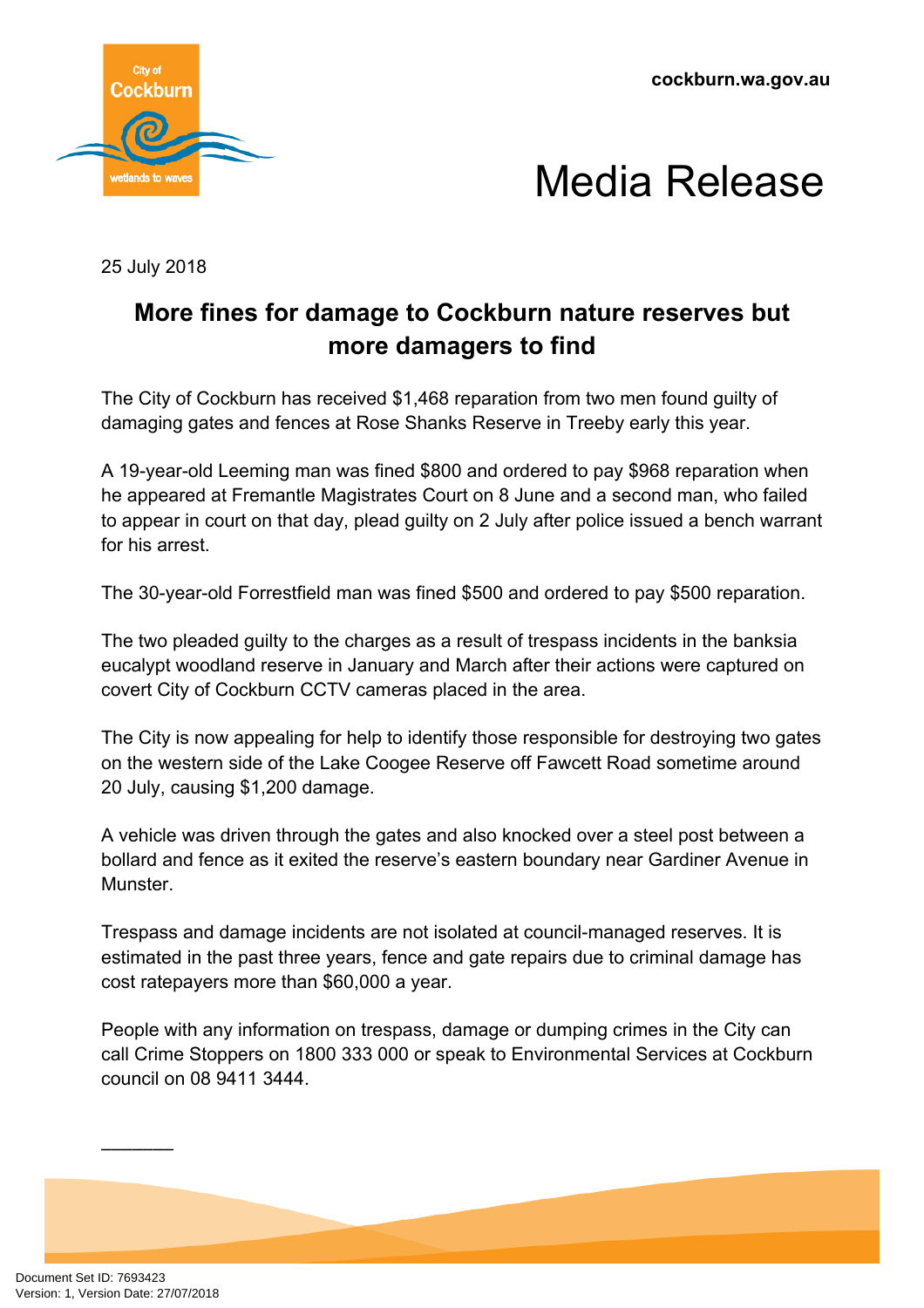cockburn.wa.gov.au

# Media Release

25 July 2018

## More fines for damage to Cockburn nature reserves but more damagers to find

The City of Cockburn has received $1,468 reparation from two men found guilty of damaging gates and fences at Rose Shanks Reserve in Treeby early this year.

A 19-year-old Leeming man was fined $800 and ordered to pay $968 reparation when he appeared at Fremantle Magistrates Court on 8 June and a second man, who failed to appear in court on that day, plead guilty on 2 July after police issued a bench warrant for his arrest.

The 30-year-old Forrestfield man was fined $500 and ordered to pay $500 reparation.

The two pleaded guilty to the charges as a result of trespass incidents in the banksia eucalypt woodland reserve in January and March after their actions were captured on covert City of Cockburn CCTV cameras placed in the area.

The City is now appealing for help to identify those responsible for destroying two gates on the western side of the Lake Coogee Reserve off Fawcett Road sometime around 20 July, causing $1,200 damage.

A vehicle was driven through the gates and also knocked over a steel post between a bollard and fence as it exited the reserve's eastern boundary near Gardiner Avenue in Munster.

Trespass and damage incidents are not isolated at council-managed reserves. It is estimated in the past three years, fence and gate repairs due to criminal damage has cost ratepayers more than $60,000 a year.

People with any information on trespass, damage or dumping crimes in the City can call Crime Stoppers on 1800 333 000 or speak to Environmental Services at Cockburn council on 08 9411 3444.

\_\_\_\_\_\_

Document Set ID: 7693423
Version: 1, Version Date: 27/07/2018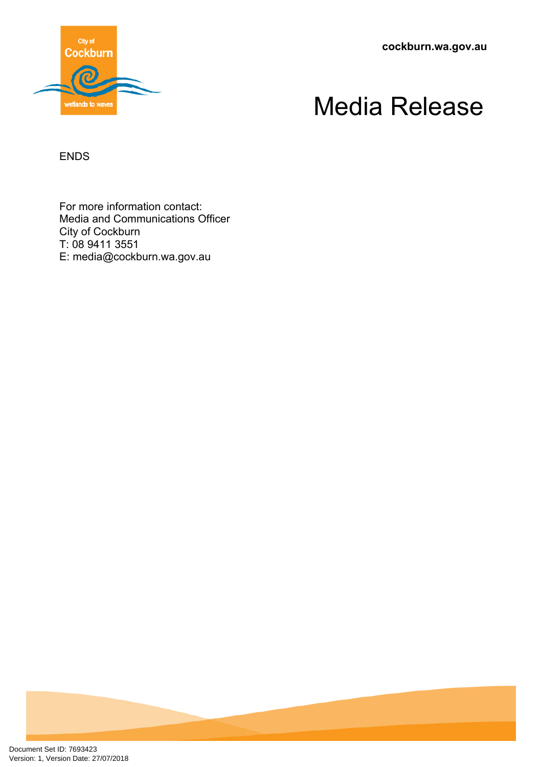ENDS

For more information contact:
Media and Communications Officer
City of Cockburn
T: 08 9411 3551
E: media@cockburn.wa.gov.au